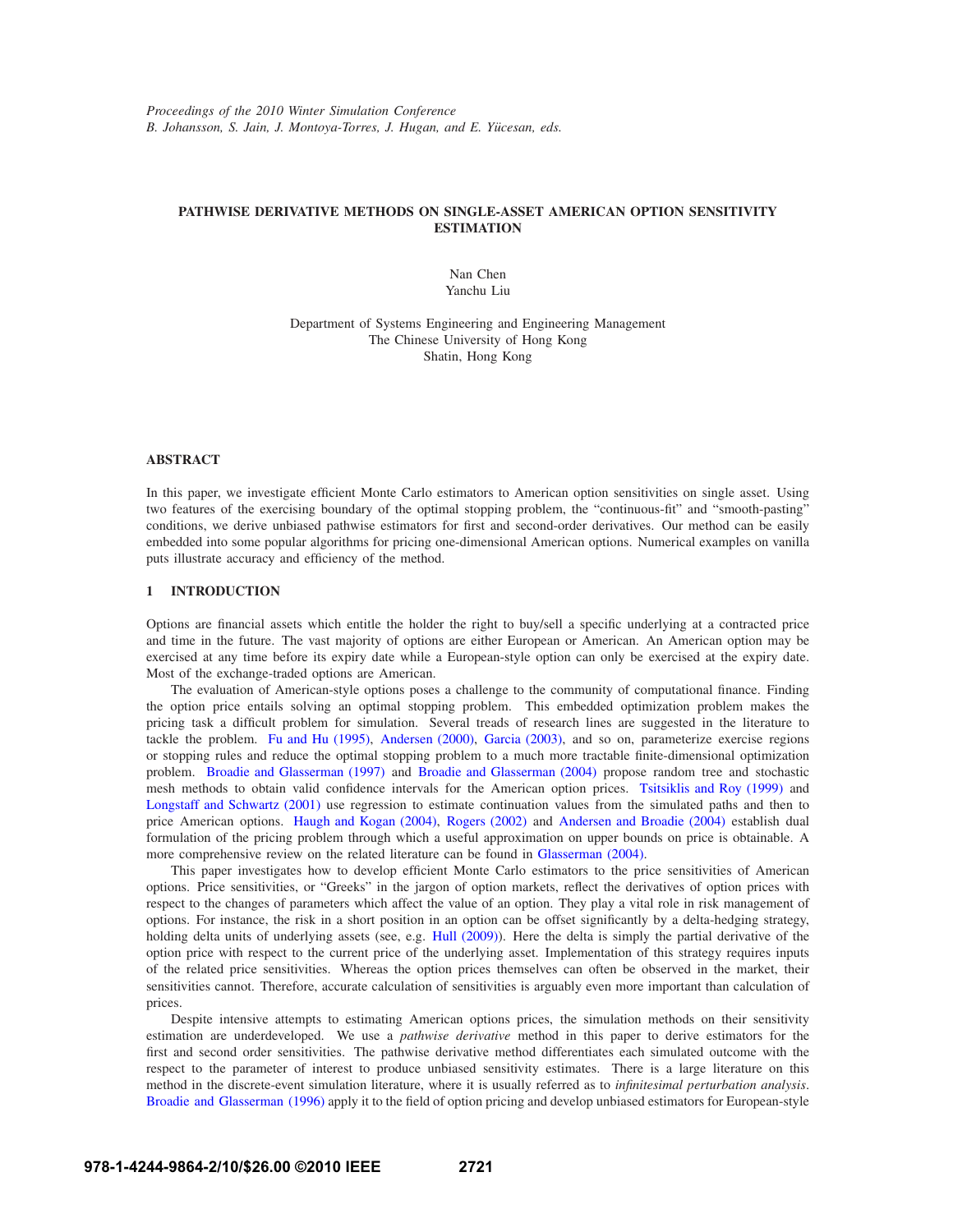# PATHWISE DERIVATIVE METHODS ON SINGLE-ASSET AMERICAN OPTION SENSITIVITY ESTIMATION

Nan Chen
Yanchu Liu

Department of Systems Engineering and Engineering Management
The Chinese University of Hong Kong
Shatin, Hong Kong

## ABSTRACT

In this paper, we investigate efficient Monte Carlo estimators to American option sensitivities on single asset. Using two features of the exercising boundary of the optimal stopping problem, the "continuous-fit" and "smooth-pasting" conditions, we derive unbiased pathwise estimators for first and second-order derivatives. Our method can be easily embedded into some popular algorithms for pricing one-dimensional American options. Numerical examples on vanilla puts illustrate accuracy and efficiency of the method.

## 1 INTRODUCTION

Options are financial assets which entitle the holder the right to buy/sell a specific underlying at a contracted price and time in the future. The vast majority of options are either European or American. An American option may be exercised at any time before its expiry date while a European-style option can only be exercised at the expiry date. Most of the exchange-traded options are American.

The evaluation of American-style options poses a challenge to the community of computational finance. Finding the option price entails solving an optimal stopping problem. This embedded optimization problem makes the pricing task a difficult problem for simulation. Several treads of research lines are suggested in the literature to tackle the problem. Fu and Hu (1995), Andersen (2000), Garcia (2003), and so on, parameterize exercise regions or stopping rules and reduce the optimal stopping problem to a much more tractable finite-dimensional optimization problem. Broadie and Glasserman (1997) and Broadie and Glasserman (2004) propose random tree and stochastic mesh methods to obtain valid confidence intervals for the American option prices. Tsitsiklis and Roy (1999) and Longstaff and Schwartz (2001) use regression to estimate continuation values from the simulated paths and then to price American options. Haugh and Kogan (2004), Rogers (2002) and Andersen and Broadie (2004) establish dual formulation of the pricing problem through which a useful approximation on upper bounds on price is obtainable. A more comprehensive review on the related literature can be found in Glasserman (2004).

This paper investigates how to develop efficient Monte Carlo estimators to the price sensitivities of American options. Price sensitivities, or "Greeks" in the jargon of option markets, reflect the derivatives of option prices with respect to the changes of parameters which affect the value of an option. They play a vital role in risk management of options. For instance, the risk in a short position in an option can be offset significantly by a delta-hedging strategy, holding delta units of underlying assets (see, e.g. Hull (2009)). Here the delta is simply the partial derivative of the option price with respect to the current price of the underlying asset. Implementation of this strategy requires inputs of the related price sensitivities. Whereas the option prices themselves can often be observed in the market, their sensitivities cannot. Therefore, accurate calculation of sensitivities is arguably even more important than calculation of prices.

Despite intensive attempts to estimating American options prices, the simulation methods on their sensitivity estimation are underdeveloped. We use a *pathwise derivative* method in this paper to derive estimators for the first and second order sensitivities. The pathwise derivative method differentiates each simulated outcome with the respect to the parameter of interest to produce unbiased sensitivity estimates. There is a large literature on this method in the discrete-event simulation literature, where it is usually referred as to *infinitesimal perturbation analysis*. Broadie and Glasserman (1996) apply it to the field of option pricing and develop unbiased estimators for European-style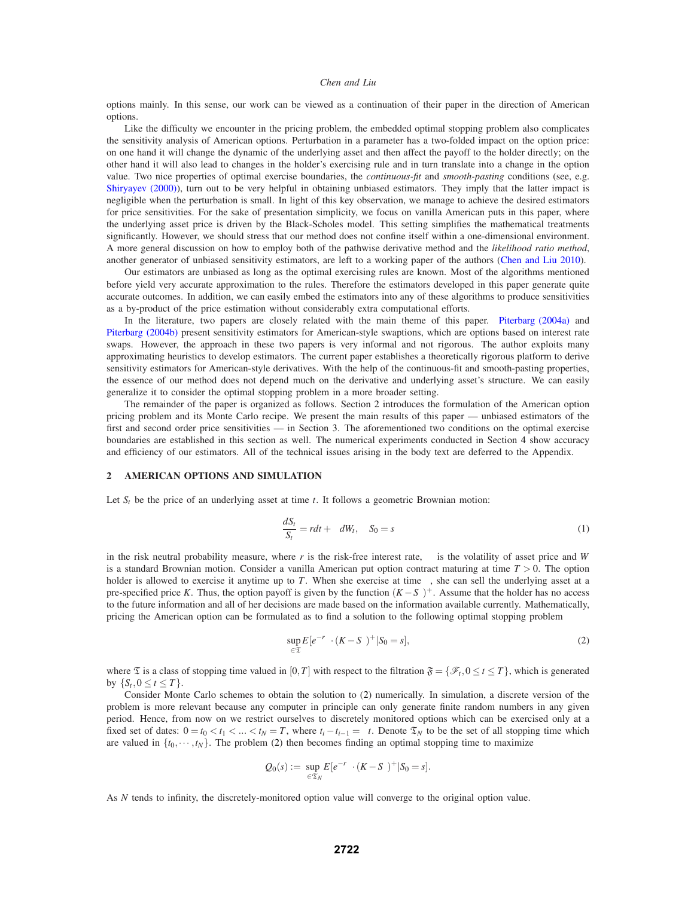options mainly. In this sense, our work can be viewed as a continuation of their paper in the direction of American options.

Like the difficulty we encounter in the pricing problem, the embedded optimal stopping problem also complicates the sensitivity analysis of American options. Perturbation in a parameter has a two-folded impact on the option price: on one hand it will change the dynamic of the underlying asset and then affect the payoff to the holder directly; on the other hand it will also lead to changes in the holder's exercising rule and in turn translate into a change in the option value. Two nice properties of optimal exercise boundaries, the *continuous-fit* and *smooth-pasting* conditions (see, e.g. Shiryayev (2000)), turn out to be very helpful in obtaining unbiased estimators. They imply that the latter impact is negligible when the perturbation is small. In light of this key observation, we manage to achieve the desired estimators for price sensitivities. For the sake of presentation simplicity, we focus on vanilla American puts in this paper, where the underlying asset price is driven by the Black-Scholes model. This setting simplifies the mathematical treatments significantly. However, we should stress that our method does not confine itself within a one-dimensional environment. A more general discussion on how to employ both of the pathwise derivative method and the *likelihood ratio method*, another generator of unbiased sensitivity estimators, are left to a working paper of the authors (Chen and Liu 2010).

Our estimators are unbiased as long as the optimal exercising rules are known. Most of the algorithms mentioned before yield very accurate approximation to the rules. Therefore the estimators developed in this paper generate quite accurate outcomes. In addition, we can easily embed the estimators into any of these algorithms to produce sensitivities as a by-product of the price estimation without considerably extra computational efforts.

In the literature, two papers are closely related with the main theme of this paper. Piterbarg (2004a) and Piterbarg (2004b) present sensitivity estimators for American-style swaptions, which are options based on interest rate swaps. However, the approach in these two papers is very informal and not rigorous. The author exploits many approximating heuristics to develop estimators. The current paper establishes a theoretically rigorous platform to derive sensitivity estimators for American-style derivatives. With the help of the continuous-fit and smooth-pasting properties, the essence of our method does not depend much on the derivative and underlying asset's structure. We can easily generalize it to consider the optimal stopping problem in a more broader setting.

The remainder of the paper is organized as follows. Section 2 introduces the formulation of the American option pricing problem and its Monte Carlo recipe. We present the main results of this paper — unbiased estimators of the first and second order price sensitivities — in Section 3. The aforementioned two conditions on the optimal exercise boundaries are established in this section as well. The numerical experiments conducted in Section 4 show accuracy and efficiency of our estimators. All of the technical issues arising in the body text are deferred to the Appendix.

## 2 AMERICAN OPTIONS AND SIMULATION

Let $S_t$ be the price of an underlying asset at time $t$. It follows a geometric Brownian motion:

$$\frac{dS_t}{S_t} = rdt + \sigma dW_t, \quad S_0 = s \tag{1}$$

in the risk neutral probability measure, where $r$ is the risk-free interest rate, $\sigma$ is the volatility of asset price and $W$ is a standard Brownian motion. Consider a vanilla American put option contract maturing at time $T > 0$. The option holder is allowed to exercise it anytime up to $T$. When she exercise at time $\tau$, she can sell the underlying asset at a pre-specified price $K$. Thus, the option payoff is given by the function $(K - S_\tau)^+$. Assume that the holder has no access to the future information and all of her decisions are made based on the information available currently. Mathematically, pricing the American option can be formulated as to find a solution to the following optimal stopping problem

$$\sup_{\tau \in \mathfrak{T}} E[e^{-r\tau} \cdot (K - S_\tau)^+ | S_0 = s], \tag{2}$$

where $\mathfrak{T}$ is a class of stopping time valued in $[0, T]$ with respect to the filtration $\mathfrak{F} = \{\mathscr{F}_t, 0 \le t \le T\}$, which is generated by $\{S_t, 0 \le t \le T\}$.

Consider Monte Carlo schemes to obtain the solution to (2) numerically. In simulation, a discrete version of the problem is more relevant because any computer in principle can only generate finite random numbers in any given period. Hence, from now on we restrict ourselves to discretely monitored options which can be exercised only at a fixed set of dates: $0 = t_0 < t_1 < \ldots < t_N = T$, where $t_i - t_{i-1} = \Delta t$. Denote $\mathfrak{T}_N$ to be the set of all stopping time which are valued in $\{t_0, \cdots, t_N\}$. The problem (2) then becomes finding an optimal stopping time to maximize

$$Q_0(s) := \sup_{\tau \in \mathfrak{T}_N} E[e^{-r\tau} \cdot (K - S_\tau)^+ | S_0 = s].$$

As $N$ tends to infinity, the discretely-monitored option value will converge to the original option value.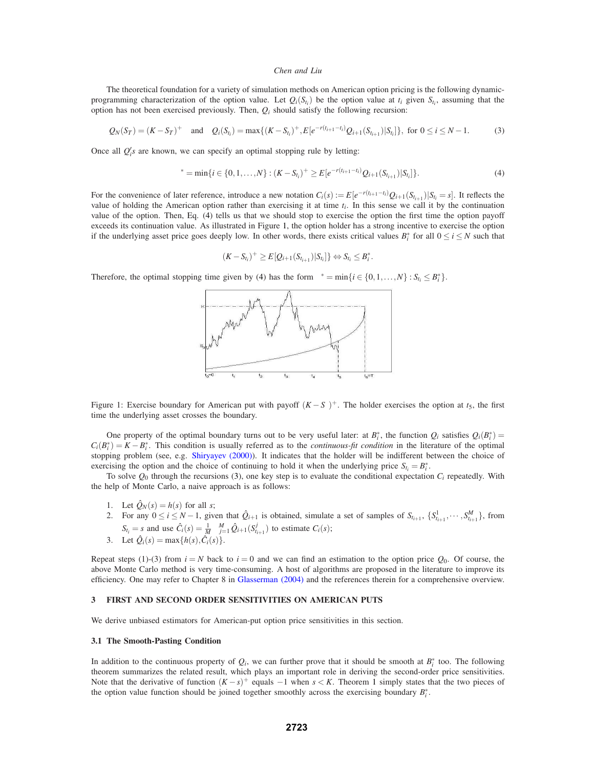The theoretical foundation for a variety of simulation methods on American option pricing is the following dynamic-programming characterization of the option value. Let $Q_i(S_{t_i})$ be the option value at $t_i$ given $S_{t_i}$, assuming that the option has not been exercised previously. Then, $Q_i$ should satisfy the following recursion:

$$Q_N(S_T) = (K - S_T)^+ \quad \text{and} \quad Q_i(S_{t_i}) = \max\{(K - S_{t_i})^+, E[e^{-r(t_{i+1}-t_i)} Q_{i+1}(S_{t_{i+1}}) | S_{t_i}]\}, \text{ for } 0 \le i \le N-1. \tag{3}$$

Once all $Q_i'$s are known, we can specify an optimal stopping rule by letting:

$$\tau^* = \min\{i \in \{0, 1, \ldots, N\} : (K - S_{t_i})^+ \ge E[e^{-r(t_{i+1}-t_i)} Q_{i+1}(S_{t_{i+1}}) | S_{t_i}]\}. \tag{4}$$

For the convenience of later reference, introduce a new notation $C_i(s) := E[e^{-r(t_{i+1}-t_i)} Q_{i+1}(S_{t_{i+1}}) | S_{t_i} = s]$. It reflects the value of holding the American option rather than exercising it at time $t_i$. In this sense we call it by the continuation value of the option. Then, Eq. (4) tells us that we should stop to exercise the option the first time the option payoff exceeds its continuation value. As illustrated in Figure 1, the option holder has a strong incentive to exercise the option if the underlying asset price goes deeply low. In other words, there exists critical values $B_i^*$ for all $0 \le i \le N$ such that

$$(K - S_{t_i})^+ \ge E[Q_{i+1}(S_{t_{i+1}}) | S_{t_i}] \Leftrightarrow S_{t_i} \le B_i^*.$$

Therefore, the optimal stopping time given by (4) has the form $\tau^* = \min\{i \in \{0, 1, \ldots, N\} : S_{t_i} \le B_i^*\}$.

Figure 1: Exercise boundary for American put with payoff $(K - S_\tau)^+$. The holder exercises the option at $t_5$, the first time the underlying asset crosses the boundary.

One property of the optimal boundary turns out to be very useful later: at $B_i^*$, the function $Q_i$ satisfies $Q_i(B_i^*) = C_i(B_i^*) = K - B_i^*$. This condition is usually referred as to the *continuous-fit condition* in the literature of the optimal stopping problem (see, e.g. Shiryayev (2000)). It indicates that the holder will be indifferent between the choice of exercising the option and the choice of continuing to hold it when the underlying price $S_{t_i} = B_i^*$.

To solve $Q_0$ through the recursions (3), one key step is to evaluate the conditional expectation $C_i$ repeatedly. With the help of Monte Carlo, a naive approach is as follows:

1. Let $\hat{Q}_N(s) = h(s)$ for all $s$;
2. For any $0 \le i \le N-1$, given that $\hat{Q}_{i+1}$ is obtained, simulate a set of samples of $S_{t_{i+1}}$, $\{S_{t_{i+1}}^1, \cdots, S_{t_{i+1}}^M\}$, from $S_{t_i} = s$ and use $\hat{C}_i(s) = \frac{1}{M}\sum_{j=1}^{M} \hat{Q}_{i+1}(S_{t_{i+1}}^j)$ to estimate $C_i(s)$;
3. Let $\hat{Q}_i(s) = \max\{h(s), \hat{C}_i(s)\}$.

Repeat steps (1)-(3) from $i = N$ back to $i = 0$ and we can find an estimation to the option price $Q_0$. Of course, the above Monte Carlo method is very time-consuming. A host of algorithms are proposed in the literature to improve its efficiency. One may refer to Chapter 8 in Glasserman (2004) and the references therein for a comprehensive overview.

## 3 FIRST AND SECOND ORDER SENSITIVITIES ON AMERICAN PUTS

We derive unbiased estimators for American-put option price sensitivities in this section.

### 3.1 The Smooth-Pasting Condition

In addition to the continuous property of $Q_i$, we can further prove that it should be smooth at $B_i^*$ too. The following theorem summarizes the related result, which plays an important role in deriving the second-order price sensitivities. Note that the derivative of function $(K - s)^+$ equals $-1$ when $s < K$. Theorem 1 simply states that the two pieces of the option value function should be joined together smoothly across the exercising boundary $B_i^*$.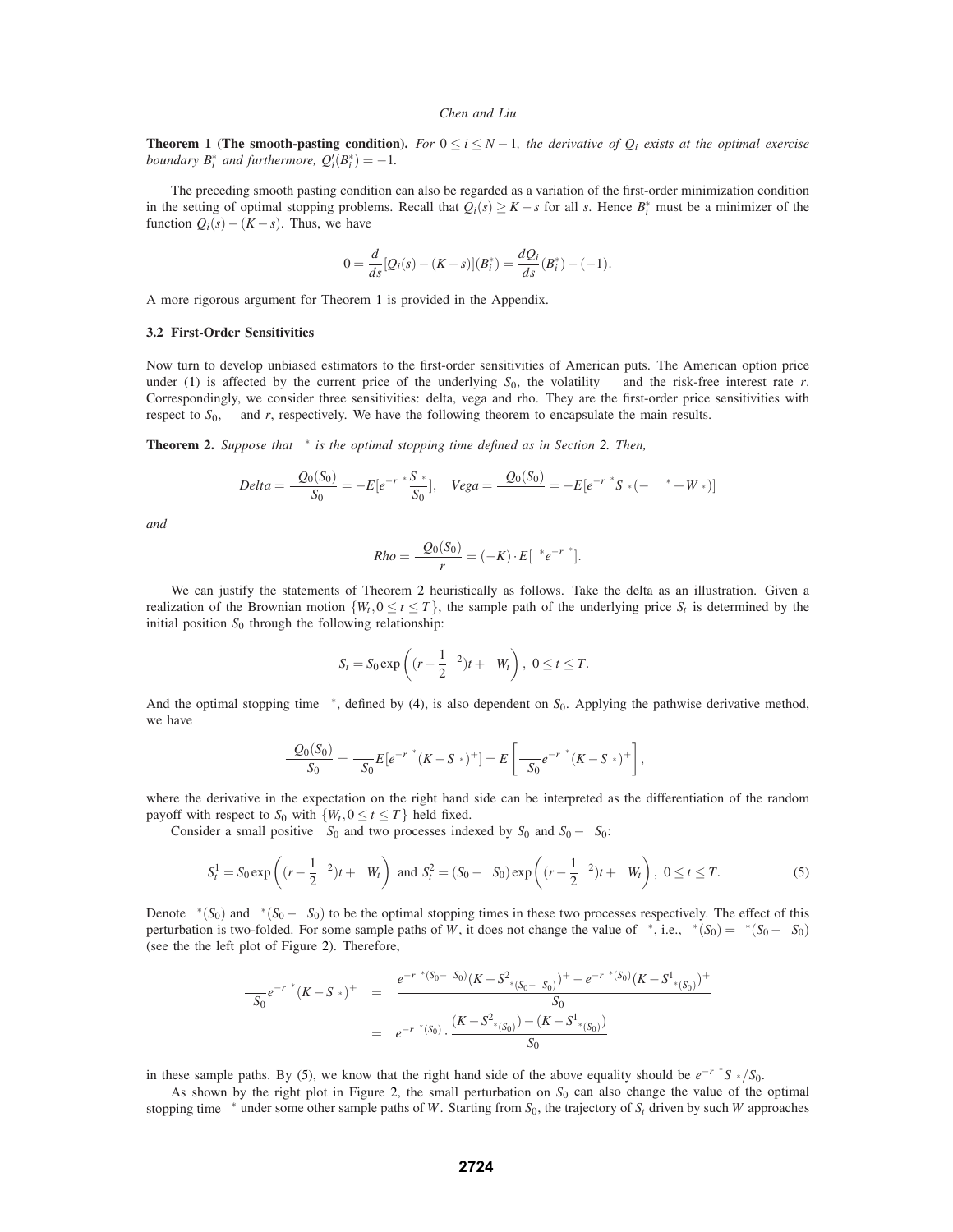**Theorem 1 (The smooth-pasting condition).** *For $0 \le i \le N-1$, the derivative of $Q_i$ exists at the optimal exercise boundary $B_i^*$ and furthermore, $Q_i'(B_i^*) = -1$.*

The preceding smooth pasting condition can also be regarded as a variation of the first-order minimization condition in the setting of optimal stopping problems. Recall that $Q_i(s) \ge K - s$ for all $s$. Hence $B_i^*$ must be a minimizer of the function $Q_i(s) - (K - s)$. Thus, we have

$$0 = \frac{d}{ds}[Q_i(s) - (K-s)](B_i^*) = \frac{dQ_i}{ds}(B_i^*) - (-1).$$

A more rigorous argument for Theorem 1 is provided in the Appendix.

### 3.2 First-Order Sensitivities

Now turn to develop unbiased estimators to the first-order sensitivities of American puts. The American option price under (1) is affected by the current price of the underlying $S_0$, the volatility $\sigma$ and the risk-free interest rate $r$. Correspondingly, we consider three sensitivities: delta, vega and rho. They are the first-order price sensitivities with respect to $S_0$, $\sigma$ and $r$, respectively. We have the following theorem to encapsulate the main results.

**Theorem 2.** *Suppose that $\tau^*$ is the optimal stopping time defined as in Section 2. Then,*

$$Delta = \frac{\partial Q_0(S_0)}{\partial S_0} = -E[e^{-r\tau^*}\frac{S_{\tau^*}}{S_0}], \quad Vega = \frac{\partial Q_0(S_0)}{\partial \sigma} = -E[e^{-r\tau^*}S_{\tau^*}(-\sigma\tau^* + W_{\tau^*})]$$

*and*

$$Rho = \frac{\partial Q_0(S_0)}{\partial r} = (-K) \cdot E[\tau^* e^{-r\tau^*}].$$

We can justify the statements of Theorem 2 heuristically as follows. Take the delta as an illustration. Given a realization of the Brownian motion $\{W_t, 0 \le t \le T\}$, the sample path of the underlying price $S_t$ is determined by the initial position $S_0$ through the following relationship:

$$S_t = S_0 \exp\left((r - \frac{1}{2}\sigma^2)t + \sigma W_t\right), \ 0 \le t \le T.$$

And the optimal stopping time $\tau^*$, defined by (4), is also dependent on $S_0$. Applying the pathwise derivative method, we have

$$\frac{\partial Q_0(S_0)}{\partial S_0} = \frac{\partial}{\partial S_0}E[e^{-r\tau^*}(K - S_{\tau^*})^+] = E\left[\frac{\partial}{\partial S_0}e^{-r\tau^*}(K - S_{\tau^*})^+\right],$$

where the derivative in the expectation on the right hand side can be interpreted as the differentiation of the random payoff with respect to $S_0$ with $\{W_t, 0 \le t \le T\}$ held fixed.

Consider a small positive $\Delta S_0$ and two processes indexed by $S_0$ and $S_0 - \Delta S_0$:

$$S_t^1 = S_0 \exp\left((r - \frac{1}{2}\sigma^2)t + \sigma W_t\right) \text{ and } S_t^2 = (S_0 - \Delta S_0)\exp\left((r - \frac{1}{2}\sigma^2)t + \sigma W_t\right), \ 0 \le t \le T. \quad (5)$$

Denote $\tau^*(S_0)$ and $\tau^*(S_0 - \Delta S_0)$ to be the optimal stopping times in these two processes respectively. The effect of this perturbation is two-folded. For some sample paths of $W$, it does not change the value of $\tau^*$, i.e., $\tau^*(S_0) = \tau^*(S_0 - \Delta S_0)$ (see the the left plot of Figure 2). Therefore,

$$\begin{aligned}
\frac{\partial}{\partial S_0}e^{-r\tau^*}(K - S_{\tau^*})^+ &\approx \frac{e^{-r\tau^*(S_0 - \Delta S_0)}(K - S^2_{\tau^*(S_0 - \Delta S_0)})^+ - e^{-r\tau^*(S_0)}(K - S^1_{\tau^*(S_0)})^+}{\Delta S_0} \\
&= e^{-r\tau^*(S_0)} \cdot \frac{(K - S^2_{\tau^*(S_0)}) - (K - S^1_{\tau^*(S_0)})}{\Delta S_0}
\end{aligned}$$

in these sample paths. By (5), we know that the right hand side of the above equality should be $e^{-r\tau^*}S_{\tau^*}/S_0$.

As shown by the right plot in Figure 2, the small perturbation on $S_0$ can also change the value of the optimal stopping time $\tau^*$ under some other sample paths of $W$. Starting from $S_0$, the trajectory of $S_t$ driven by such $W$ approaches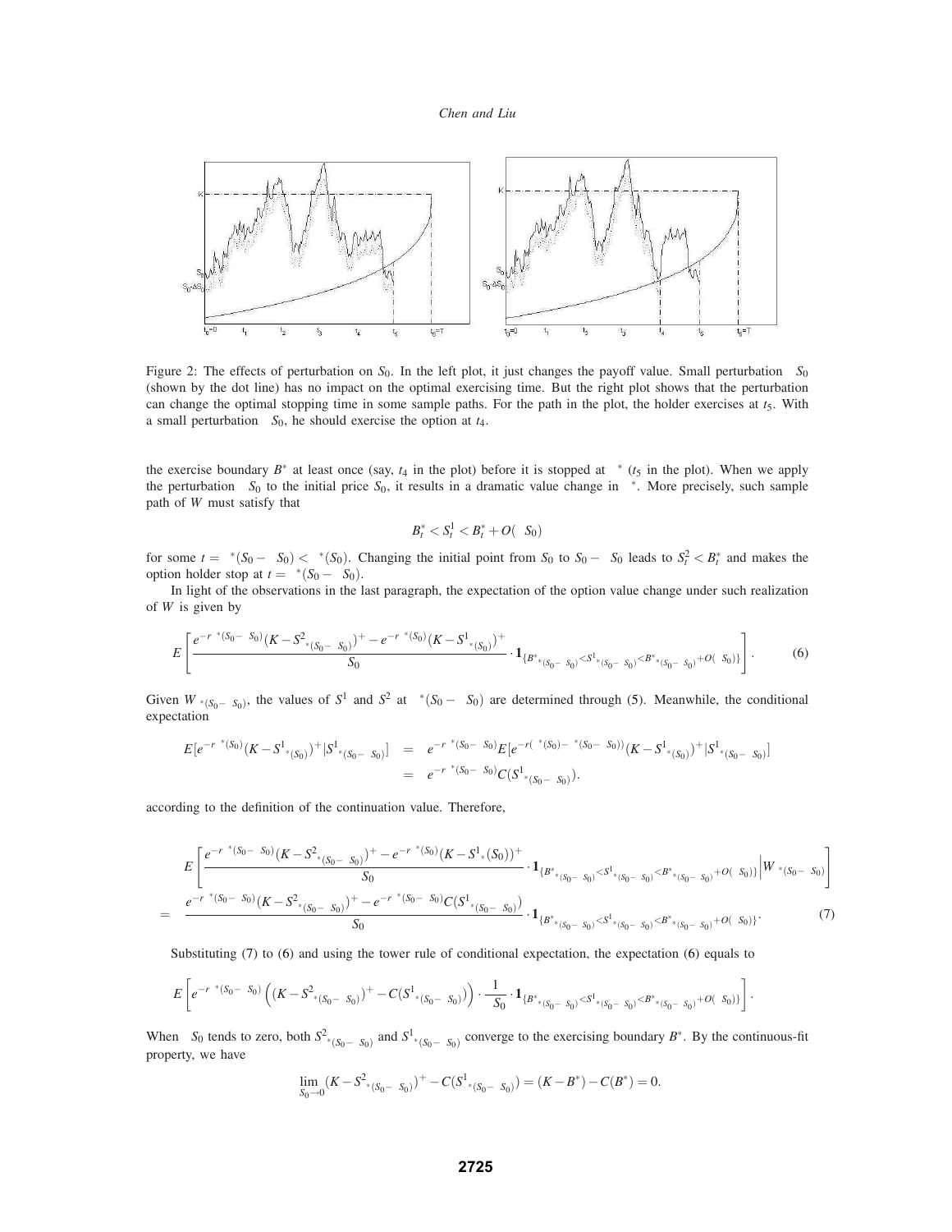Figure 2: The effects of perturbation on $S_0$. In the left plot, it just changes the payoff value. Small perturbation $\Delta S_0$ (shown by the dot line) has no impact on the optimal exercising time. But the right plot shows that the perturbation can change the optimal stopping time in some sample paths. For the path in the plot, the holder exercises at $t_5$. With a small perturbation $\Delta S_0$, he should exercise the option at $t_4$.

the exercise boundary $B^*$ at least once (say, $t_4$ in the plot) before it is stopped at $\tau^*$ ($t_5$ in the plot). When we apply the perturbation $\Delta S_0$ to the initial price $S_0$, it results in a dramatic value change in $\tau^*$. More precisely, such sample path of $W$ must satisfy that

$$B^*_t < S^1_t < B^*_t + O(\Delta S_0)$$

for some $t = \tau^*(S_0 - \Delta S_0) < \tau^*(S_0)$. Changing the initial point from $S_0$ to $S_0 - \Delta S_0$ leads to $S^2_t < B^*_t$ and makes the option holder stop at $t = \tau^*(S_0 - \Delta S_0)$.

In light of the observations in the last paragraph, the expectation of the option value change under such realization of $W$ is given by

$$E\left[\frac{e^{-r\tau^*(S_0-\Delta S_0)}(K - S^2_{\tau^*(S_0-\Delta S_0)})^+ - e^{-r\tau^*(S_0)}(K - S^1_{\tau^*(S_0)})^+}{\Delta S_0} \cdot \mathbf{1}_{\{B^*_{\tau^*(S_0-\Delta S_0)} < S^1_{\tau^*(S_0-\Delta S_0)} < B^*_{\tau^*(S_0-\Delta S_0)} + O(\Delta S_0)\}}\right]. \qquad (6)$$

Given $W_{\tau^*(S_0-\Delta S_0)}$, the values of $S^1$ and $S^2$ at $\tau^*(S_0 - \Delta S_0)$ are determined through (5). Meanwhile, the conditional expectation

$$\begin{aligned}
E[e^{-r\tau^*(S_0)}(K - S^1_{\tau^*(S_0)})^+ | S^1_{\tau^*(S_0-\Delta S_0)}] &= e^{-r\tau^*(S_0-\Delta S_0)} E[e^{-r(\tau^*(S_0)-\tau^*(S_0-\Delta S_0))}(K - S^1_{\tau^*(S_0)})^+ | S^1_{\tau^*(S_0-\Delta S_0)}] \\
&= e^{-r\tau^*(S_0-\Delta S_0)} C(S^1_{\tau^*(S_0-\Delta S_0)}).
\end{aligned}$$

according to the definition of the continuation value. Therefore,

$$\begin{aligned}
& E\left[\frac{e^{-r\tau^*(S_0-\Delta S_0)}(K - S^2_{\tau^*(S_0-\Delta S_0)})^+ - e^{-r\tau^*(S_0)}(K - S^1_{\tau^*}(S_0))^+}{\Delta S_0} \cdot \mathbf{1}_{\{B^*_{\tau^*(S_0-\Delta S_0)} < S^1_{\tau^*(S_0-\Delta S_0)} < B^*_{\tau^*(S_0-\Delta S_0)} + O(\Delta S_0)\}} \Big| W_{\tau^*(S_0-\Delta S_0)}\right] \\
= & \frac{e^{-r\tau^*(S_0-\Delta S_0)}(K - S^2_{\tau^*(S_0-\Delta S_0)})^+ - e^{-r\tau^*(S_0-\Delta S_0)} C(S^1_{\tau^*(S_0-\Delta S_0)})}{\Delta S_0} \cdot \mathbf{1}_{\{B^*_{\tau^*(S_0-\Delta S_0)} < S^1_{\tau^*(S_0-\Delta S_0)} < B^*_{\tau^*(S_0-\Delta S_0)} + O(\Delta S_0)\}}. \qquad (7)
\end{aligned}$$

Substituting (7) to (6) and using the tower rule of conditional expectation, the expectation (6) equals to

$$E\left[e^{-r\tau^*(S_0-\Delta S_0)}\left((K - S^2_{\tau^*(S_0-\Delta S_0)})^+ - C(S^1_{\tau^*(S_0-\Delta S_0)})\right) \cdot \frac{1}{\Delta S_0} \cdot \mathbf{1}_{\{B^*_{\tau^*(S_0-\Delta S_0)} < S^1_{\tau^*(S_0-\Delta S_0)} < B^*_{\tau^*(S_0-\Delta S_0)} + O(\Delta S_0)\}}\right].$$

When $\Delta S_0$ tends to zero, both $S^2_{\tau^*(S_0-\Delta S_0)}$ and $S^1_{\tau^*(S_0-\Delta S_0)}$ converge to the exercising boundary $B^*$. By the continuous-fit property, we have

$$\lim_{\Delta S_0 \to 0} (K - S^2_{\tau^*(S_0-\Delta S_0)})^+ - C(S^1_{\tau^*(S_0-\Delta S_0)}) = (K - B^*) - C(B^*) = 0.$$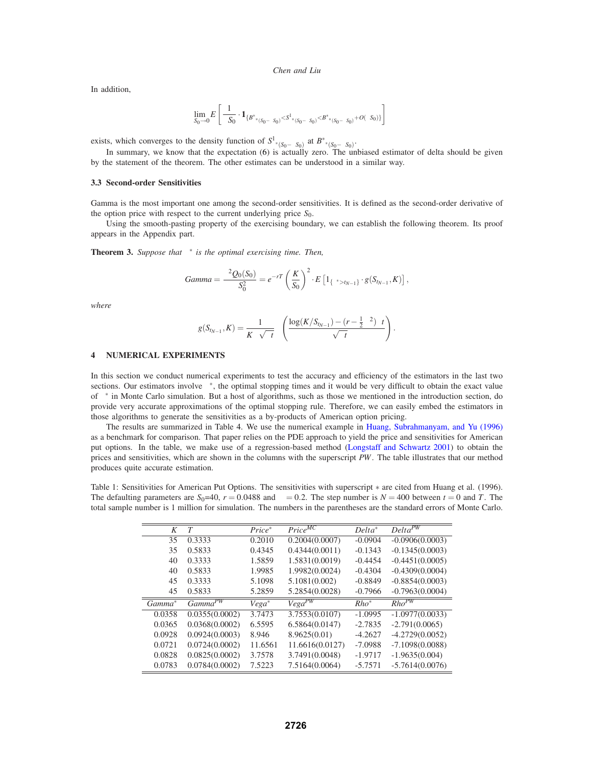In addition,

$$\lim_{\Delta S_0 \to 0} E\left[\frac{1}{\Delta S_0} \cdot \mathbf{1}_{\{B^*_{\tau^*(S_0-\Delta S_0)} < S^1_{\tau^*(S_0-\Delta S_0)} < B^*_{\tau^*(S_0-\Delta S_0)} + O(\Delta S_0)\}}\right]$$

exists, which converges to the density function of $S^1_{\tau^*(S_0-\Delta S_0)}$ at $B^*_{\tau^*(S_0-\Delta S_0)}$.

In summary, we know that the expectation (6) is actually zero. The unbiased estimator of delta should be given by the statement of the theorem. The other estimates can be understood in a similar way.

### 3.3 Second-order Sensitivities

Gamma is the most important one among the second-order sensitivities. It is defined as the second-order derivative of the option price with respect to the current underlying price $S_0$.

Using the smooth-pasting property of the exercising boundary, we can establish the following theorem. Its proof appears in the Appendix part.

**Theorem 3.** *Suppose that $\tau^*$ is the optimal exercising time. Then,*

$$Gamma = \frac{\partial^2 Q_0(S_0)}{\partial S_0^2} = e^{-rT}\left(\frac{K}{S_0}\right)^2 \cdot E\left[1_{\{\tau^* > t_{N-1}\}} \cdot g(S_{t_{N-1}}, K)\right],$$

*where*

$$g(S_{t_{N-1}}, K) = \frac{1}{K\sigma\sqrt{\Delta t}}\phi\left(\frac{\log(K/S_{t_{N-1}}) - (r - \frac{1}{2}\sigma^2)\Delta t}{\sigma\sqrt{\Delta t}}\right).$$

## 4 NUMERICAL EXPERIMENTS

In this section we conduct numerical experiments to test the accuracy and efficiency of the estimators in the last two sections. Our estimators involve $\tau^*$, the optimal stopping times and it would be very difficult to obtain the exact value of $\tau^*$ in Monte Carlo simulation. But a host of algorithms, such as those we mentioned in the introduction section, do provide very accurate approximations of the optimal stopping rule. Therefore, we can easily embed the estimators in those algorithms to generate the sensitivities as a by-products of American option pricing.

The results are summarized in Table 4. We use the numerical example in Huang, Subrahmanyam, and Yu (1996) as a benchmark for comparison. That paper relies on the PDE approach to yield the price and sensitivities for American put options. In the table, we make use of a regression-based method (Longstaff and Schwartz 2001) to obtain the prices and sensitivities, which are shown in the columns with the superscript *PW*. The table illustrates that our method produces quite accurate estimation.

Table 1: Sensitivities for American Put Options. The sensitivities with superscript $*$ are cited from Huang et al. (1996). The defaulting parameters are $S_0$=40, $r = 0.0488$ and $\sigma = 0.2$. The step number is $N = 400$ between $t = 0$ and $T$. The total sample number is 1 million for simulation. The numbers in the parentheses are the standard errors of Monte Carlo.

| $K$ | $T$ | $Price^*$ | $Price^{MC}$ | $Delta^*$ | $Delta^{PW}$ |
|---|---|---|---|---|---|
| 35 | 0.3333 | 0.2010 | 0.2004(0.0007) | -0.0904 | -0.0906(0.0003) |
| 35 | 0.5833 | 0.4345 | 0.4344(0.0011) | -0.1343 | -0.1345(0.0003) |
| 40 | 0.3333 | 1.5859 | 1.5831(0.0019) | -0.4454 | -0.4451(0.0005) |
| 40 | 0.5833 | 1.9985 | 1.9982(0.0024) | -0.4304 | -0.4309(0.0004) |
| 45 | 0.3333 | 5.1098 | 5.1081(0.002) | -0.8849 | -0.8854(0.0003) |
| 45 | 0.5833 | 5.2859 | 5.2854(0.0028) | -0.7966 | -0.7963(0.0004) |
| $Gamma^*$ | $Gamma^{PW}$ | $Vega^*$ | $Vega^{PW}$ | $Rho^*$ | $Rho^{PW}$ |
| 0.0358 | 0.0355(0.0002) | 3.7473 | 3.7553(0.0107) | -1.0995 | -1.0977(0.0033) |
| 0.0365 | 0.0368(0.0002) | 6.5595 | 6.5864(0.0147) | -2.7835 | -2.791(0.0065) |
| 0.0928 | 0.0924(0.0003) | 8.946 | 8.9625(0.01) | -4.2627 | -4.2729(0.0052) |
| 0.0721 | 0.0724(0.0002) | 11.6561 | 11.6616(0.0127) | -7.0988 | -7.1098(0.0088) |
| 0.0828 | 0.0825(0.0002) | 3.7578 | 3.7491(0.0048) | -1.9717 | -1.9635(0.004) |
| 0.0783 | 0.0784(0.0002) | 7.5223 | 7.5164(0.0064) | -5.7571 | -5.7614(0.0076) |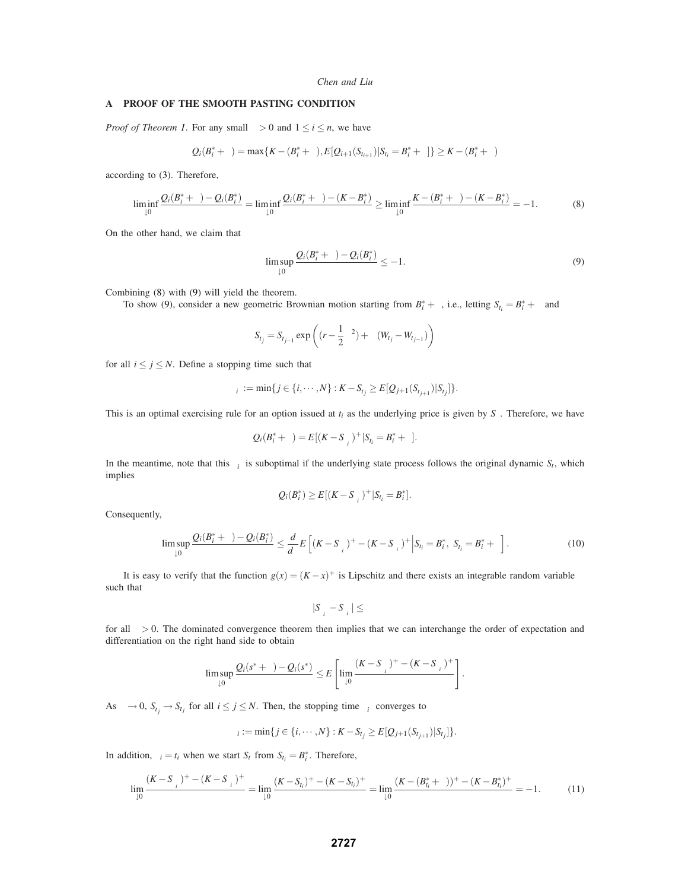## A PROOF OF THE SMOOTH PASTING CONDITION

*Proof of Theorem 1*. For any small $\delta > 0$ and $1 \le i \le n$, we have

$$Q_i(B_i^* + \delta) = \max\{K - (B_i^* + \delta), E[Q_{i+1}(S_{t_{i+1}})|S_{t_i} = B_i^* + \delta]\} \ge K - (B_i^* + \delta)$$

according to (3). Therefore,

$$\liminf_{\delta \downarrow 0} \frac{Q_i(B_i^* + \delta) - Q_i(B_i^*)}{\delta} = \liminf_{\delta \downarrow 0} \frac{Q_i(B_i^* + \delta) - (K - B_i^*)}{\delta} \ge \liminf_{\delta \downarrow 0} \frac{K - (B_i^* + \delta) - (K - B_i^*)}{\delta} = -1. \tag{8}$$

On the other hand, we claim that

$$\limsup_{\delta \downarrow 0} \frac{Q_i(B_i^* + \delta) - Q_i(B_i^*)}{\delta} \le -1. \tag{9}$$

Combining (8) with (9) will yield the theorem.

To show (9), consider a new geometric Brownian motion starting from $B_i^* + \delta$, i.e., letting $S^\delta_{t_i} = B_i^* + \delta$ and

$$S^\delta_{t_j} = S^\delta_{t_{j-1}} \exp\left( (r - \frac{1}{2}\sigma^2)\Delta + \sigma(W_{t_j} - W_{t_{j-1}}) \right)$$

for all $i \le j \le N$. Define a stopping time such that

$$\tau^\delta_i := \min\{j \in \{i, \cdots, N\} : K - S^\delta_{t_j} \ge E[Q_{j+1}(S^\delta_{t_{j+1}})|S^\delta_{t_j}]\}.$$

This is an optimal exercising rule for an option issued at $t_i$ as the underlying price is given by $S^\delta$. Therefore, we have

$$Q_i(B_i^* + \delta) = E[(K - S^\delta_{\tau^\delta_i})^+ | S^\delta_{t_i} = B_i^* + \delta].$$

In the meantime, note that this $\tau^\delta_i$ is suboptimal if the underlying state process follows the original dynamic $S_t$, which implies

$$Q_i(B_i^*) \ge E[(K - S_{\tau^\delta_i})^+ | S_{t_i} = B_i^*].$$

Consequently,

$$\limsup_{\delta \downarrow 0} \frac{Q_i(B_i^* + \delta) - Q_i(B_i^*)}{\delta} \le \frac{d}{d\delta} E\left[ (K - S^\delta_{\tau^\delta_i})^+ - (K - S_{\tau^\delta_i})^+ \Big| S_{t_i} = B_i^*,\ S^\delta_{t_i} = B_i^* + \delta \right]. \tag{10}$$

It is easy to verify that the function $g(x) = (K - x)^+$ is Lipschitz and there exists an integrable random variable $\xi$ such that

$$|S^\delta_{\tau^\delta_i} - S_{\tau^\delta_i}| \le \xi\delta$$

for all $\delta > 0$. The dominated convergence theorem then implies that we can interchange the order of expectation and differentiation on the right hand side to obtain

$$\limsup_{\delta \downarrow 0} \frac{Q_i(s^* + \delta) - Q_i(s^*)}{\delta} \le E\left[ \lim_{\delta \downarrow 0} \frac{(K - S^\delta_{\tau^\delta_i})^+ - (K - S_{\tau^\delta_i})^+}{\delta} \right].$$

As $\delta \to 0$, $S^\delta_{t_j} \to S_{t_j}$ for all $i \le j \le N$. Then, the stopping time $\tau^\delta_i$ converges to

$$\tau_i := \min\{j \in \{i, \cdots, N\} : K - S_{t_j} \ge E[Q_{j+1}(S_{t_{j+1}})|S_{t_j}]\}.$$

In addition, $\tau_i = t_i$ when we start $S_t$ from $S_{t_i} = B_i^*$. Therefore,

$$\lim_{\delta \downarrow 0} \frac{(K - S^\delta_{\tau^\delta_i})^+ - (K - S_{\tau^\delta_i})^+}{\delta} = \lim_{\delta \downarrow 0} \frac{(K - S^\delta_{t_i})^+ - (K - S_{t_i})^+}{\delta} = \lim_{\delta \downarrow 0} \frac{(K - (B^*_{t_i} + \delta))^+ - (K - B^*_{t_i})^+}{\delta} = -1. \tag{11}$$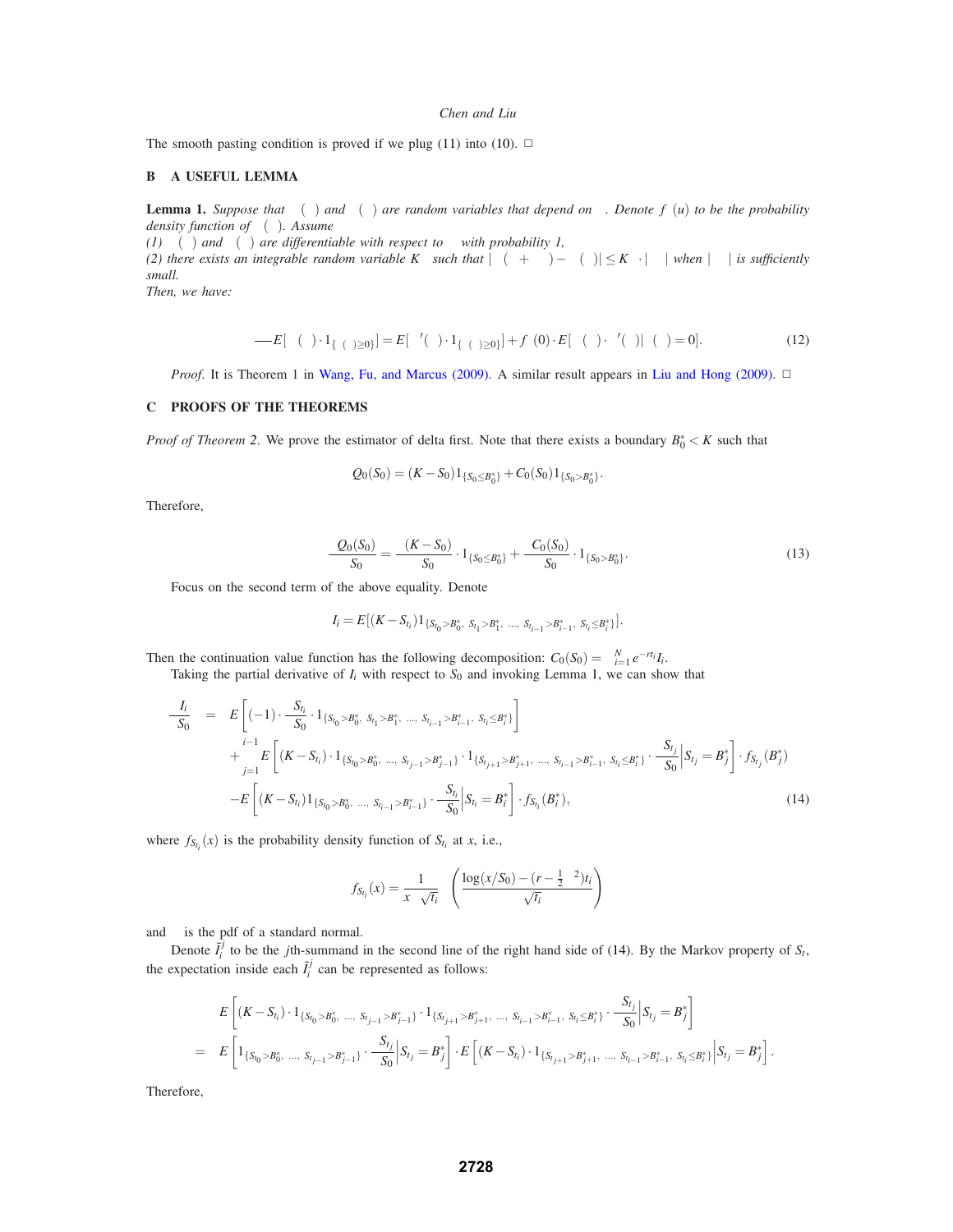The smooth pasting condition is proved if we plug (11) into (10). □

## B A USEFUL LEMMA

**Lemma 1.** *Suppose that $X(\theta)$ and $Y(\theta)$ are random variables that depend on $\theta$. Denote $f_Y(u)$ to be the probability density function of $Y(\theta)$. Assume*

*(1) $X(\theta)$ and $Y(\theta)$ are differentiable with respect to $\theta$ with probability 1,*

*(2) there exists an integrable random variable $K_X$ such that $|X(\theta+\Delta\theta)-X(\theta)| \leq K_X \cdot |\Delta\theta|$ when $|\Delta\theta|$ is sufficiently small.*

*Then, we have:*

$$\frac{\partial}{\partial\theta}E[X(\theta)\cdot 1_{\{Y(\theta)\geq 0\}}] = E[X'(\theta)\cdot 1_{\{Y(\theta)\geq 0\}}] + f_Y(0)\cdot E[X(\theta)\cdot Y'(\theta)|Y(\theta)=0]. \tag{12}$$

*Proof.* It is Theorem 1 in Wang, Fu, and Marcus (2009). A similar result appears in Liu and Hong (2009). □

## C PROOFS OF THE THEOREMS

*Proof of Theorem 2.* We prove the estimator of delta first. Note that there exists a boundary $B_0^* < K$ such that

$$Q_0(S_0) = (K-S_0)1_{\{S_0\leq B_0^*\}} + C_0(S_0)1_{\{S_0>B_0^*\}}.$$

Therefore,

$$\frac{\partial Q_0(S_0)}{\partial S_0} = \frac{\partial(K-S_0)}{\partial S_0}\cdot 1_{\{S_0\leq B_0^*\}} + \frac{\partial C_0(S_0)}{\partial S_0}\cdot 1_{\{S_0>B_0^*\}}. \tag{13}$$

Focus on the second term of the above equality. Denote

$$I_i = E[(K-S_{t_i})1_{\{S_{t_0}>B_0^*,\ S_{t_1}>B_1^*,\ \ldots,\ S_{t_{i-1}}>B_{i-1}^*,\ S_{t_i}\leq B_i^*\}}].$$

Then the continuation value function has the following decomposition: $C_0(S_0) = \sum_{i=1}^{N} e^{-rt_i} I_i$.

Taking the partial derivative of $I_i$ with respect to $S_0$ and invoking Lemma 1, we can show that

$$\begin{aligned}
\frac{\partial I_i}{\partial S_0} &= E\left[(-1)\cdot\frac{\partial S_{t_i}}{\partial S_0}\cdot 1_{\{S_{t_0}>B_0^*,\ S_{t_1}>B_1^*,\ \ldots,\ S_{t_{i-1}}>B_{i-1}^*,\ S_{t_i}\leq B_i^*\}}\right] \\
&\quad + \sum_{j=1}^{i-1} E\left[(K-S_{t_i})\cdot 1_{\{S_{t_0}>B_0^*,\ \ldots,\ S_{t_{j-1}}>B_{j-1}^*\}}\cdot 1_{\{S_{t_{j+1}}>B_{j+1}^*,\ \ldots,\ S_{t_{i-1}}>B_{i-1}^*,\ S_{t_i}\leq B_i^*\}}\cdot\frac{\partial S_{t_j}}{\partial S_0}\middle| S_{t_j}=B_j^*\right]\cdot f_{S_{t_j}}(B_j^*) \\
&\quad - E\left[(K-S_{t_i})1_{\{S_{t_0}>B_0^*,\ \ldots,\ S_{t_{i-1}}>B_{i-1}^*\}}\cdot\frac{\partial S_{t_i}}{\partial S_0}\middle| S_{t_i}=B_i^*\right]\cdot f_{S_{t_i}}(B_i^*),
\end{aligned} \tag{14}$$

where $f_{S_{t_i}}(x)$ is the probability density function of $S_{t_i}$ at $x$, i.e.,

$$f_{S_{t_i}}(x) = \frac{1}{x\sigma\sqrt{t_i}}\phi\left(\frac{\log(x/S_0)-(r-\frac{1}{2}\sigma^2)t_i}{\sigma\sqrt{t_i}}\right)$$

and $\phi$ is the pdf of a standard normal.

Denote $\tilde{I}_i^j$ to be the $j$th-summand in the second line of the right hand side of (14). By the Markov property of $S_t$, the expectation inside each $\tilde{I}_i^j$ can be represented as follows:

$$\begin{aligned}
& E\left[(K-S_{t_i})\cdot 1_{\{S_{t_0}>B_0^*,\ \ldots,\ S_{t_{j-1}}>B_{j-1}^*\}}\cdot 1_{\{S_{t_{j+1}}>B_{j+1}^*,\ \ldots,\ S_{t_{i-1}}>B_{i-1}^*,\ S_{t_i}\leq B_i^*\}}\cdot\frac{\partial S_{t_j}}{\partial S_0}\middle| S_{t_j}=B_j^*\right] \\
=\ & E\left[1_{\{S_{t_0}>B_0^*,\ \ldots,\ S_{t_{j-1}}>B_{j-1}^*\}}\cdot\frac{\partial S_{t_j}}{\partial S_0}\middle| S_{t_j}=B_j^*\right]\cdot E\left[(K-S_{t_i})\cdot 1_{\{S_{t_{j+1}}>B_{j+1}^*,\ \ldots,\ S_{t_{i-1}}>B_{i-1}^*,\ S_{t_i}\leq B_i^*\}}\middle| S_{t_j}=B_j^*\right].
\end{aligned}$$

Therefore,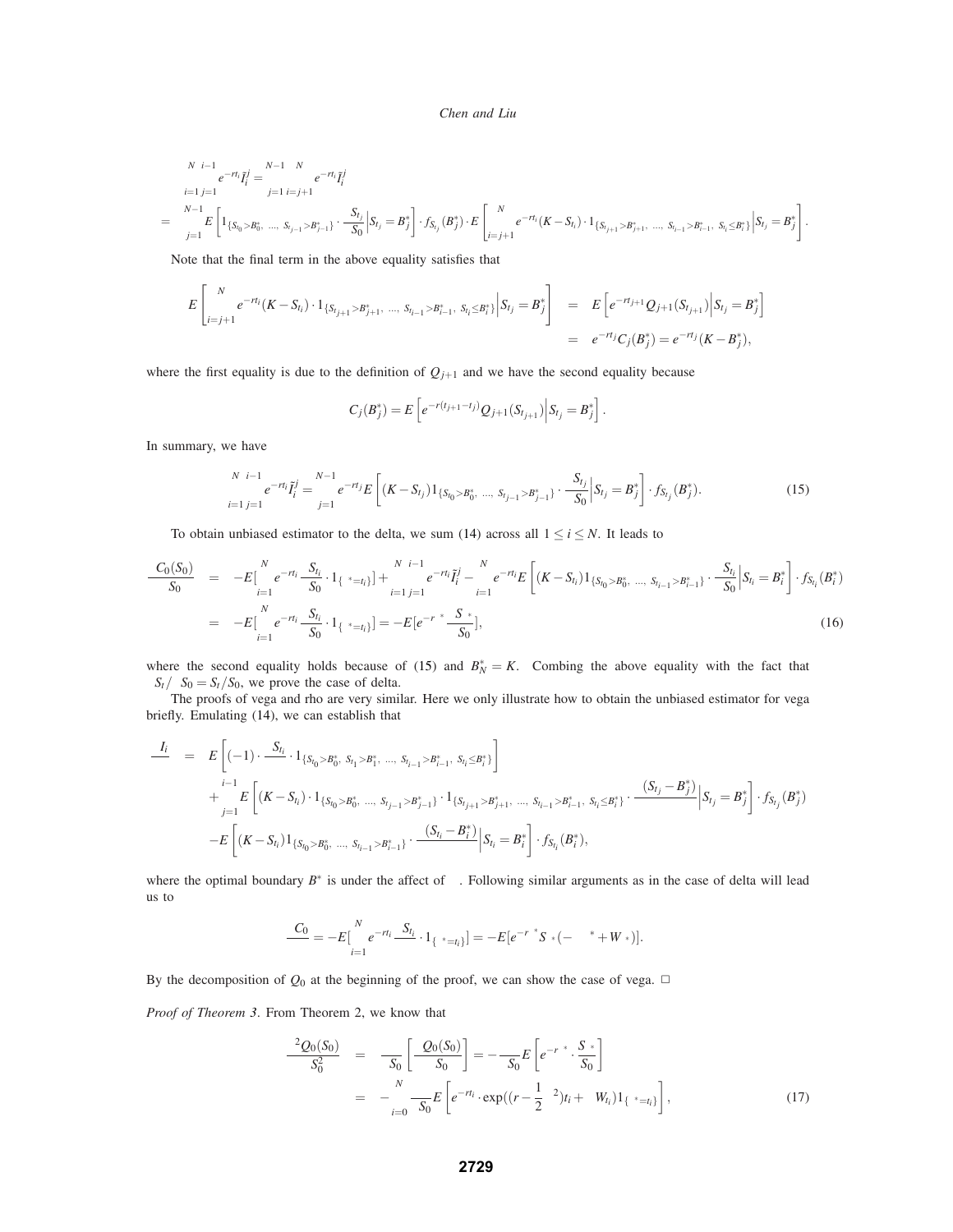$$\sum_{i=1}^{N}\sum_{j=1}^{i-1} e^{-rt_i}\tilde{I}_i^j = \sum_{j=1}^{N-1}\sum_{i=j+1}^{N} e^{-rt_i}\tilde{I}_i^j$$

$$= \sum_{j=1}^{N-1} E\left[1_{\{S_{t_0}>B_0^*,\ \dots,\ S_{t_{j-1}}>B_{j-1}^*\}}\cdot\frac{S_{t_j}}{S_0}\Big|S_{t_j}=B_j^*\right]\cdot f_{S_{t_j}}(B_j^*)\cdot E\left[\sum_{i=j+1}^{N} e^{-rt_i}(K-S_{t_i})\cdot 1_{\{S_{t_{j+1}}>B_{j+1}^*,\ \dots,\ S_{t_{i-1}}>B_{i-1}^*,\ S_{t_i}\le B_i^*\}}\Big|S_{t_j}=B_j^*\right].$$

Note that the final term in the above equality satisfies that

$$\begin{aligned}
E\left[\sum_{i=j+1}^{N} e^{-rt_i}(K-S_{t_i})\cdot 1_{\{S_{t_{j+1}}>B_{j+1}^*,\ \dots,\ S_{t_{i-1}}>B_{i-1}^*,\ S_{t_i}\le B_i^*\}}\Big|S_{t_j}=B_j^*\right] &= E\left[e^{-rt_{j+1}}Q_{j+1}(S_{t_{j+1}})\Big|S_{t_j}=B_j^*\right] \\
&= e^{-rt_j}C_j(B_j^*) = e^{-rt_j}(K-B_j^*),
\end{aligned}$$

where the first equality is due to the definition of $Q_{j+1}$ and we have the second equality because

$$C_j(B_j^*) = E\left[e^{-r(t_{j+1}-t_j)}Q_{j+1}(S_{t_{j+1}})\Big|S_{t_j}=B_j^*\right].$$

In summary, we have

$$\sum_{i=1}^{N}\sum_{j=1}^{i-1} e^{-rt_i}\tilde{I}_i^j = \sum_{j=1}^{N-1} e^{-rt_j}E\left[(K-S_{t_j})1_{\{S_{t_0}>B_0^*,\ \dots,\ S_{t_{j-1}}>B_{j-1}^*\}}\cdot\frac{S_{t_j}}{S_0}\Big|S_{t_j}=B_j^*\right]\cdot f_{S_{t_j}}(B_j^*). \tag{15}$$

To obtain unbiased estimator to the delta, we sum (14) across all $1\le i\le N$. It leads to

$$\begin{aligned}
\frac{\partial C_0(S_0)}{\partial S_0} &= -E\left[\sum_{i=1}^{N} e^{-rt_i}\frac{S_{t_i}}{S_0}\cdot 1_{\{\tau^*=t_i\}}\right] + \sum_{i=1}^{N}\sum_{j=1}^{i-1} e^{-rt_i}\tilde{I}_i^j - \sum_{i=1}^{N} e^{-rt_i}E\left[(K-S_{t_i})1_{\{S_{t_0}>B_0^*,\ \dots,\ S_{t_{i-1}}>B_{i-1}^*\}}\cdot\frac{S_{t_i}}{S_0}\Big|S_{t_i}=B_i^*\right]\cdot f_{S_{t_i}}(B_i^*) \\
&= -E\left[\sum_{i=1}^{N} e^{-rt_i}\frac{S_{t_i}}{S_0}\cdot 1_{\{\tau^*=t_i\}}\right] = -E\left[e^{-r\tau^*}\frac{S_{\tau^*}}{S_0}\right], 
\end{aligned} \tag{16}$$

where the second equality holds because of (15) and $B_N^* = K$. Combing the above equality with the fact that $\partial S_t/\partial S_0 = S_t/S_0$, we prove the case of delta.

The proofs of vega and rho are very similar. Here we only illustrate how to obtain the unbiased estimator for vega briefly. Emulating (14), we can establish that

$$\begin{aligned}
\frac{\partial I_i}{\partial\sigma} &= E\left[(-1)\cdot\frac{\partial S_{t_i}}{\partial\sigma}\cdot 1_{\{S_{t_0}>B_0^*,\ S_{t_1}>B_1^*,\ \dots,\ S_{t_{i-1}}>B_{i-1}^*,\ S_{t_i}\le B_i^*\}}\right] \\
&\quad+\sum_{j=1}^{i-1}E\left[(K-S_{t_i})\cdot 1_{\{S_{t_0}>B_0^*,\ \dots,\ S_{t_{j-1}}>B_{j-1}^*\}}\cdot 1_{\{S_{t_{j+1}}>B_{j+1}^*,\ \dots,\ S_{t_{i-1}}>B_{i-1}^*,\ S_{t_i}\le B_i^*\}}\cdot\frac{\partial(S_{t_j}-B_j^*)}{\partial\sigma}\Big|S_{t_j}=B_j^*\right]\cdot f_{S_{t_j}}(B_j^*) \\
&\quad-E\left[(K-S_{t_i})1_{\{S_{t_0}>B_0^*,\ \dots,\ S_{t_{i-1}}>B_{i-1}^*\}}\cdot\frac{\partial(S_{t_i}-B_i^*)}{\partial\sigma}\Big|S_{t_i}=B_i^*\right]\cdot f_{S_{t_i}}(B_i^*),
\end{aligned}$$

where the optimal boundary $B^*$ is under the affect of $\sigma$. Following similar arguments as in the case of delta will lead us to

$$\frac{\partial C_0}{\partial\sigma} = -E\left[\sum_{i=1}^{N} e^{-rt_i}\frac{\partial S_{t_i}}{\partial\sigma}\cdot 1_{\{\tau^*=t_i\}}\right] = -E\left[e^{-r\tau^*}S_{\tau^*}(-\sigma\tau^*+W_{\tau^*})\right].$$

By the decomposition of $Q_0$ at the beginning of the proof, we can show the case of vega. $\square$

*Proof of Theorem 3*. From Theorem 2, we know that

$$\begin{aligned}
\frac{\partial^2 Q_0(S_0)}{\partial S_0^2} &= \frac{\partial}{\partial S_0}\left[\frac{\partial Q_0(S_0)}{\partial S_0}\right] = -\frac{\partial}{\partial S_0}E\left[e^{-r\tau^*}\cdot\frac{S_{\tau^*}}{S_0}\right] \\
&= -\sum_{i=0}^{N}\frac{\partial}{\partial S_0}E\left[e^{-rt_i}\cdot\exp\left(\left(r-\frac{1}{2}\sigma^2\right)t_i+\sigma W_{t_i}\right)1_{\{\tau^*=t_i\}}\right],
\end{aligned} \tag{17}$$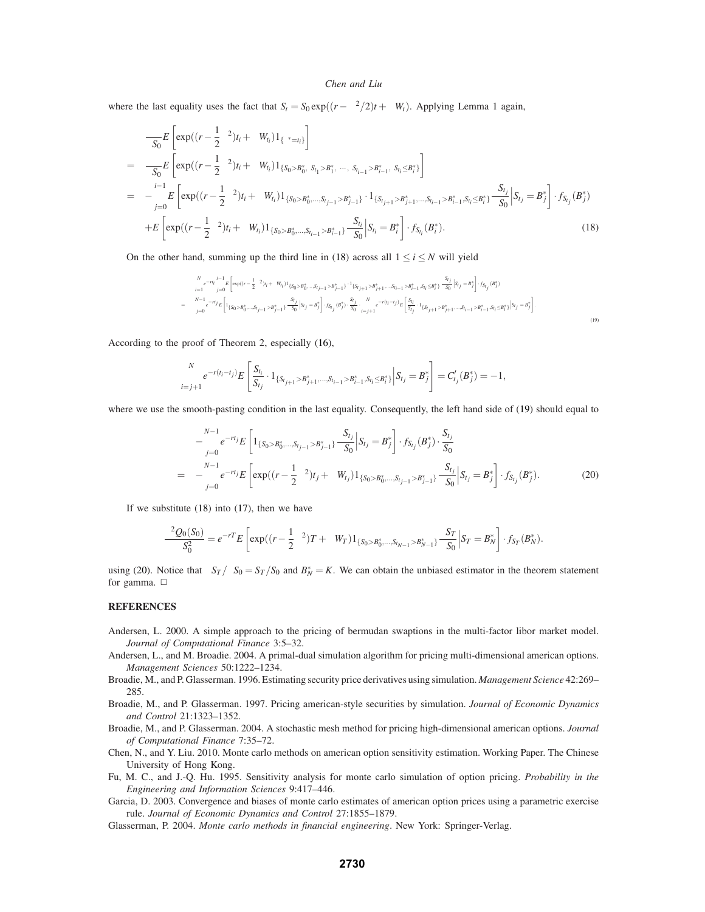where the last equality uses the fact that $S_t = S_0 \exp((r - \sigma^2/2)t + \sigma W_t)$. Applying Lemma 1 again,

$$
\begin{aligned}
& \frac{\partial}{\partial S_0} E\left[\exp((r - \frac{1}{2}\sigma^2)t_i + \sigma W_{t_i}) 1_{\{\tau^* = t_i\}}\right] \\
= & \frac{\partial}{\partial S_0} E\left[\exp((r - \frac{1}{2}\sigma^2)t_i + \sigma W_{t_i}) 1_{\{S_0 > B_0^*,\ S_{t_1} > B_1^*,\ \cdots,\ S_{t_{i-1}} > B_{i-1}^*,\ S_{t_i} \le B_i^*\}}\right] \\
= & -\sum_{j=0}^{i-1} E\left[\exp((r - \frac{1}{2}\sigma^2)t_i + \sigma W_{t_i}) 1_{\{S_0 > B_0^*, \ldots, S_{t_{j-1}} > B_{j-1}^*\}} \cdot 1_{\{S_{t_{j+1}} > B_{j+1}^*, \ldots, S_{t_{i-1}} > B_{i-1}^*, S_{t_i} \le B_i^*\}} \frac{S_{t_j}}{S_0} \Big| S_{t_j} = B_j^*\right] \cdot f_{S_{t_j}}(B_j^*) \\
& + E\left[\exp((r - \frac{1}{2}\sigma^2)t_i + \sigma W_{t_i}) 1_{\{S_0 > B_0^*, \ldots, S_{t_{i-1}} > B_{i-1}^*\}} \frac{S_{t_i}}{S_0} \Big| S_{t_i} = B_i^*\right] \cdot f_{S_{t_i}}(B_i^*).
\end{aligned} \tag{18}
$$

On the other hand, summing up the third line in (18) across all $1 \le i \le N$ will yield

$$
\begin{aligned}
& \sum_{i=1}^{N} e^{-rt_i} \sum_{j=0}^{i-1} E\left[\exp((r - \frac{1}{2}\sigma^2)t_i + \sigma W_{t_i}) 1_{\{S_0 > B_0^*, \ldots, S_{t_{j-1}} > B_{j-1}^*\}} \cdot 1_{\{S_{t_{j+1}} > B_{j+1}^*, \ldots, S_{t_{i-1}} > B_{i-1}^*, S_{t_i} \le B_i^*\}} \cdot \frac{S_{t_j}}{S_0} \Big| S_{t_j} = B_j^*\right] \cdot f_{S_{t_j}}(B_j^*) \\
= & \sum_{j=0}^{N-1} e^{-rt_j} E\left[1_{\{S_0 > B_0^*, \ldots, S_{t_{j-1}} > B_{j-1}^*\}} \cdot \frac{S_{t_j}}{S_0} \Big| S_{t_j} = B_j^*\right] \cdot f_{S_{t_j}}(B_j^*) \cdot \frac{S_{t_j}}{S_0} \cdot \sum_{i=j+1}^{N} e^{-r(t_i - t_j)} E\left[\frac{S_{t_i}}{S_{t_j}} \cdot 1_{\{S_{t_{j+1}} > B_{j+1}^*, \ldots, S_{t_{i-1}} > B_{i-1}^*, S_{t_i} \le B_i^*\}} \Big| S_{t_j} = B_j^*\right].
\end{aligned} \tag{19}
$$

According to the proof of Theorem 2, especially (16),

$$
\sum_{i=j+1}^{N} e^{-r(t_i - t_j)} E\left[\frac{S_{t_i}}{S_{t_j}} \cdot 1_{\{S_{t_{j+1}} > B_{j+1}^*, \ldots, S_{t_{i-1}} > B_{i-1}^*, S_{t_i} \le B_i^*\}} \Big| S_{t_j} = B_j^*\right] = C'_{t_j}(B_j^*) = -1,
$$

where we use the smooth-pasting condition in the last equality. Consequently, the left hand side of (19) should equal to

$$
\begin{aligned}
& -\sum_{j=0}^{N-1} e^{-rt_j} E\left[1_{\{S_0 > B_0^*, \ldots, S_{t_{j-1}} > B_{j-1}^*\}} \frac{S_{t_j}}{S_0} \Big| S_{t_j} = B_j^*\right] \cdot f_{S_{t_j}}(B_j^*) \cdot \frac{S_{t_j}}{S_0} \\
= & -\sum_{j=0}^{N-1} e^{-rt_j} E\left[\exp((r - \frac{1}{2}\sigma^2)t_j + \sigma W_{t_j}) 1_{\{S_0 > B_0^*, \ldots, S_{t_{j-1}} > B_{j-1}^*\}} \frac{S_{t_j}}{S_0} \Big| S_{t_j} = B_j^*\right] \cdot f_{S_{t_j}}(B_j^*).
\end{aligned} \tag{20}
$$

If we substitute (18) into (17), then we have

$$
\frac{\partial^2 Q_0(S_0)}{\partial S_0^2} = e^{-rT} E\left[\exp((r - \frac{1}{2}\sigma^2)T + \sigma W_T) 1_{\{S_0 > B_0^*, \ldots, S_{t_{N-1}} > B_{N-1}^*\}} \frac{S_T}{S_0} \Big| S_T = B_N^*\right] \cdot f_{S_T}(B_N^*).
$$

using (20). Notice that $\partial S_T / \partial S_0 = S_T / S_0$ and $B_N^* = K$. We can obtain the unbiased estimator in the theorem statement for gamma. □

## REFERENCES

Andersen, L. 2000. A simple approach to the pricing of bermudan swaptions in the multi-factor libor market model. *Journal of Computational Finance* 3:5–32.

Andersen, L., and M. Broadie. 2004. A primal-dual simulation algorithm for pricing multi-dimensional american options. *Management Sciences* 50:1222–1234.

Broadie, M., and P. Glasserman. 1996. Estimating security price derivatives using simulation. *Management Science* 42:269–285.

Broadie, M., and P. Glasserman. 1997. Pricing american-style securities by simulation. *Journal of Economic Dynamics and Control* 21:1323–1352.

Broadie, M., and P. Glasserman. 2004. A stochastic mesh method for pricing high-dimensional american options. *Journal of Computational Finance* 7:35–72.

Chen, N., and Y. Liu. 2010. Monte carlo methods on american option sensitivity estimation. Working Paper. The Chinese University of Hong Kong.

Fu, M. C., and J.-Q. Hu. 1995. Sensitivity analysis for monte carlo simulation of option pricing. *Probability in the Engineering and Information Sciences* 9:417–446.

Garcia, D. 2003. Convergence and biases of monte carlo estimates of american option prices using a parametric exercise rule. *Journal of Economic Dynamics and Control* 27:1855–1879.

Glasserman, P. 2004. *Monte carlo methods in financial engineering*. New York: Springer-Verlag.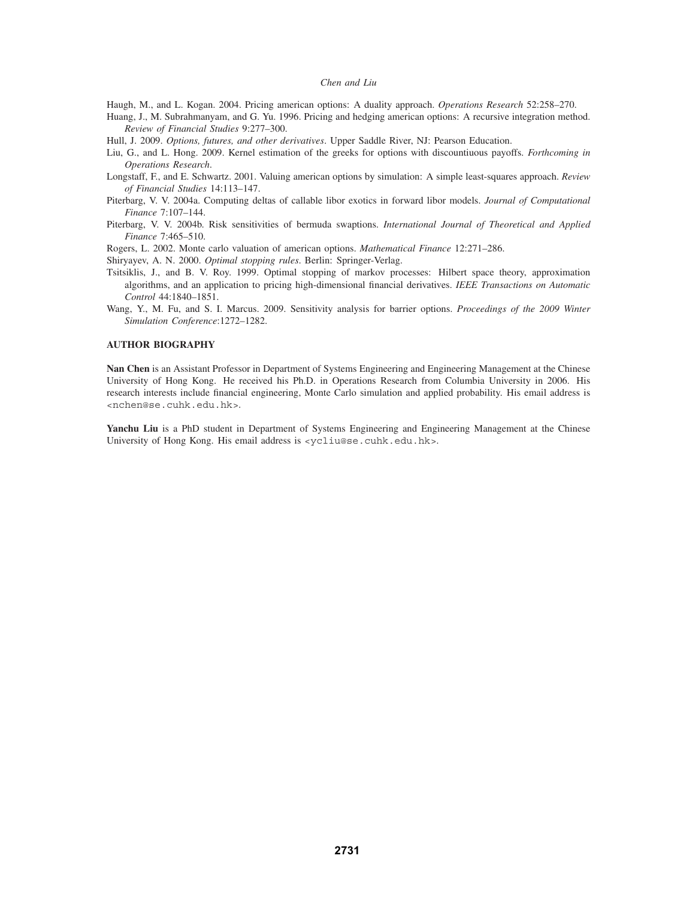Haugh, M., and L. Kogan. 2004. Pricing american options: A duality approach. *Operations Research* 52:258–270.

Huang, J., M. Subrahmanyam, and G. Yu. 1996. Pricing and hedging american options: A recursive integration method. *Review of Financial Studies* 9:277–300.

Hull, J. 2009. *Options, futures, and other derivatives*. Upper Saddle River, NJ: Pearson Education.

Liu, G., and L. Hong. 2009. Kernel estimation of the greeks for options with discountiuous payoffs. *Forthcoming in Operations Research*.

Longstaff, F., and E. Schwartz. 2001. Valuing american options by simulation: A simple least-squares approach. *Review of Financial Studies* 14:113–147.

Piterbarg, V. V. 2004a. Computing deltas of callable libor exotics in forward libor models. *Journal of Computational Finance* 7:107–144.

Piterbarg, V. V. 2004b. Risk sensitivities of bermuda swaptions. *International Journal of Theoretical and Applied Finance* 7:465–510.

Rogers, L. 2002. Monte carlo valuation of american options. *Mathematical Finance* 12:271–286.

Shiryayev, A. N. 2000. *Optimal stopping rules*. Berlin: Springer-Verlag.

Tsitsiklis, J., and B. V. Roy. 1999. Optimal stopping of markov processes: Hilbert space theory, approximation algorithms, and an application to pricing high-dimensional financial derivatives. *IEEE Transactions on Automatic Control* 44:1840–1851.

Wang, Y., M. Fu, and S. I. Marcus. 2009. Sensitivity analysis for barrier options. *Proceedings of the 2009 Winter Simulation Conference*:1272–1282.

## AUTHOR BIOGRAPHY

**Nan Chen** is an Assistant Professor in Department of Systems Engineering and Engineering Management at the Chinese University of Hong Kong. He received his Ph.D. in Operations Research from Columbia University in 2006. His research interests include financial engineering, Monte Carlo simulation and applied probability. His email address is `<nchen@se.cuhk.edu.hk>`.

**Yanchu Liu** is a PhD student in Department of Systems Engineering and Engineering Management at the Chinese University of Hong Kong. His email address is `<ycliu@se.cuhk.edu.hk>`.